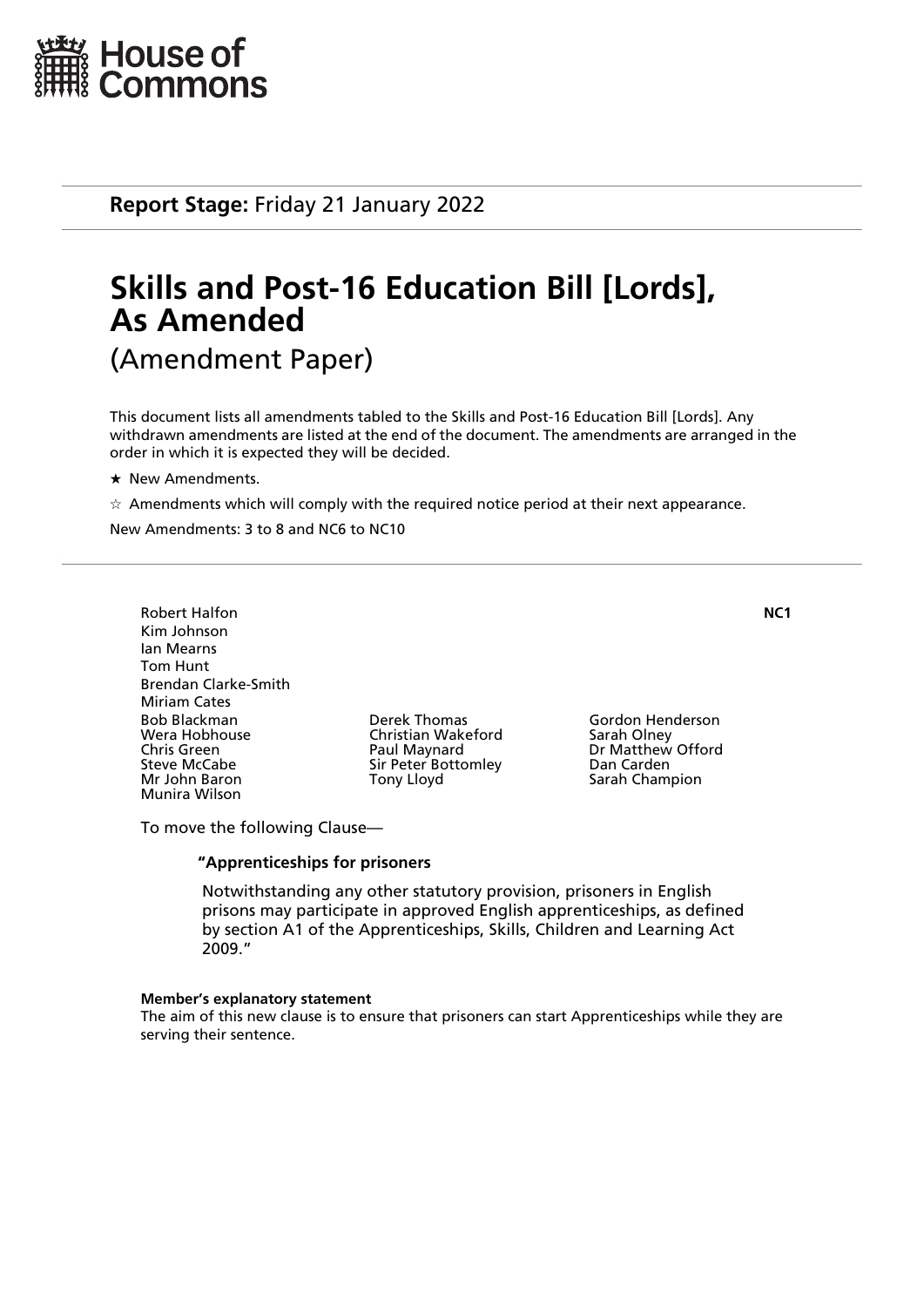House of Commons

**Report Stage:** Friday 21 January 2022

# Skills and Post-16 Education Bill [Lords], As Amended

(Amendment Paper)

This document lists all amendments tabled to the Skills and Post-16 Education Bill [Lords]. Any withdrawn amendments are listed at the end of the document. The amendments are arranged in the order in which it is expected they will be decided.

★ New Amendments.

☆ Amendments which will comply with the required notice period at their next appearance.

New Amendments: 3 to 8 and NC6 to NC10

---

**NC1**

Robert Halfon
Kim Johnson
Ian Mearns
Tom Hunt
Brendan Clarke-Smith
Miriam Cates
Bob Blackman
Wera Hobhouse
Chris Green
Steve McCabe
Mr John Baron
Munira Wilson
Derek Thomas
Christian Wakeford
Paul Maynard
Sir Peter Bottomley
Tony Lloyd
Gordon Henderson
Sarah Olney
Dr Matthew Offord
Dan Carden
Sarah Champion

To move the following Clause—

**"Apprenticeships for prisoners**

Notwithstanding any other statutory provision, prisoners in English prisons may participate in approved English apprenticeships, as defined by section A1 of the Apprenticeships, Skills, Children and Learning Act 2009."

**Member's explanatory statement**

The aim of this new clause is to ensure that prisoners can start Apprenticeships while they are serving their sentence.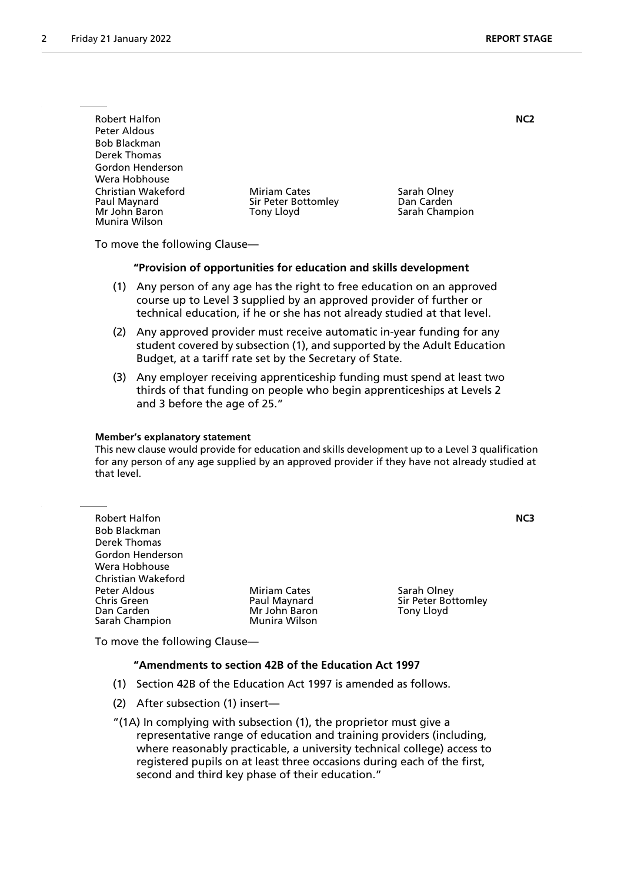Robert Halfon **NC2**
Peter Aldous
Bob Blackman
Derek Thomas
Gordon Henderson
Wera Hobhouse
Christian Wakeford
Paul Maynard
Mr John Baron
Munira Wilson
Miriam Cates
Sir Peter Bottomley
Tony Lloyd
Sarah Olney
Dan Carden
Sarah Champion

To move the following Clause—

**"Provision of opportunities for education and skills development**

(1) Any person of any age has the right to free education on an approved course up to Level 3 supplied by an approved provider of further or technical education, if he or she has not already studied at that level.

(2) Any approved provider must receive automatic in-year funding for any student covered by subsection (1), and supported by the Adult Education Budget, at a tariff rate set by the Secretary of State.

(3) Any employer receiving apprenticeship funding must spend at least two thirds of that funding on people who begin apprenticeships at Levels 2 and 3 before the age of 25."

**Member's explanatory statement**

This new clause would provide for education and skills development up to a Level 3 qualification for any person of any age supplied by an approved provider if they have not already studied at that level.

---

Robert Halfon **NC3**
Bob Blackman
Derek Thomas
Gordon Henderson
Wera Hobhouse
Christian Wakeford
Peter Aldous
Chris Green
Dan Carden
Sarah Champion
Miriam Cates
Paul Maynard
Mr John Baron
Munira Wilson
Sarah Olney
Sir Peter Bottomley
Tony Lloyd

To move the following Clause—

**"Amendments to section 42B of the Education Act 1997**

(1) Section 42B of the Education Act 1997 is amended as follows.

(2) After subsection (1) insert—

"(1A) In complying with subsection (1), the proprietor must give a representative range of education and training providers (including, where reasonably practicable, a university technical college) access to registered pupils on at least three occasions during each of the first, second and third key phase of their education."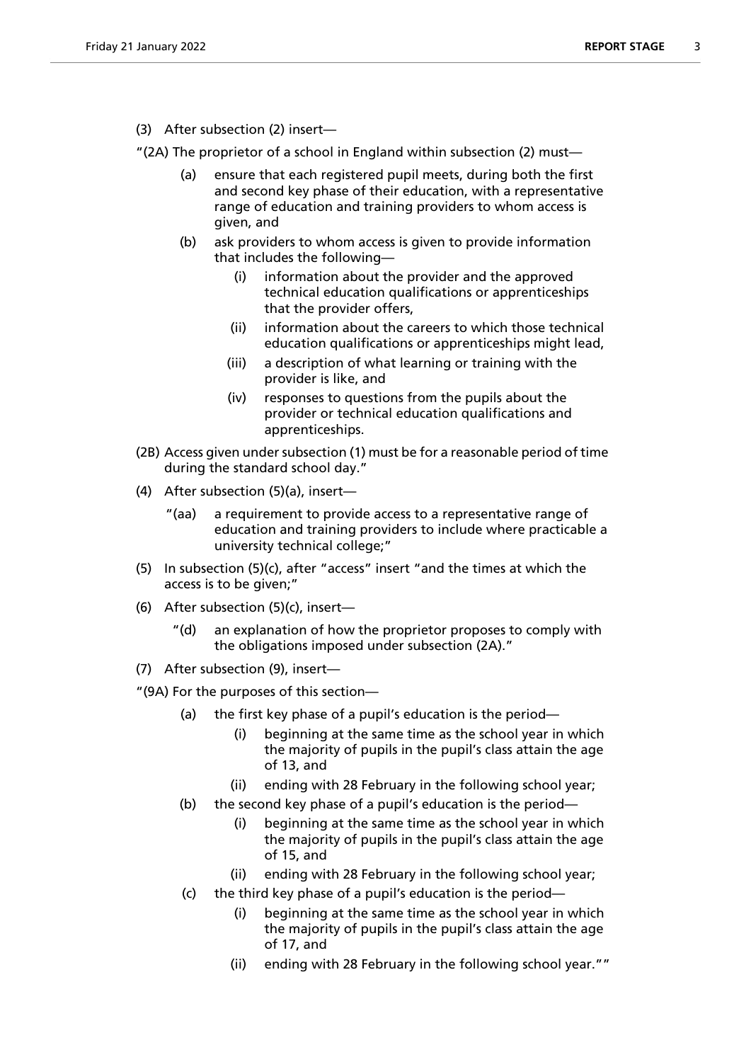(3) After subsection (2) insert—

"(2A) The proprietor of a school in England within subsection (2) must—

(a) ensure that each registered pupil meets, during both the first and second key phase of their education, with a representative range of education and training providers to whom access is given, and

(b) ask providers to whom access is given to provide information that includes the following—

(i) information about the provider and the approved technical education qualifications or apprenticeships that the provider offers,

(ii) information about the careers to which those technical education qualifications or apprenticeships might lead,

(iii) a description of what learning or training with the provider is like, and

(iv) responses to questions from the pupils about the provider or technical education qualifications and apprenticeships.

(2B) Access given under subsection (1) must be for a reasonable period of time during the standard school day."

(4) After subsection (5)(a), insert—

"(aa) a requirement to provide access to a representative range of education and training providers to include where practicable a university technical college;"

(5) In subsection (5)(c), after "access" insert "and the times at which the access is to be given;"

(6) After subsection (5)(c), insert—

"(d) an explanation of how the proprietor proposes to comply with the obligations imposed under subsection (2A)."

(7) After subsection (9), insert—

"(9A) For the purposes of this section—

(a) the first key phase of a pupil's education is the period—

(i) beginning at the same time as the school year in which the majority of pupils in the pupil's class attain the age of 13, and

(ii) ending with 28 February in the following school year;

(b) the second key phase of a pupil's education is the period—

(i) beginning at the same time as the school year in which the majority of pupils in the pupil's class attain the age of 15, and

(ii) ending with 28 February in the following school year;

(c) the third key phase of a pupil's education is the period—

(i) beginning at the same time as the school year in which the majority of pupils in the pupil's class attain the age of 17, and

(ii) ending with 28 February in the following school year.""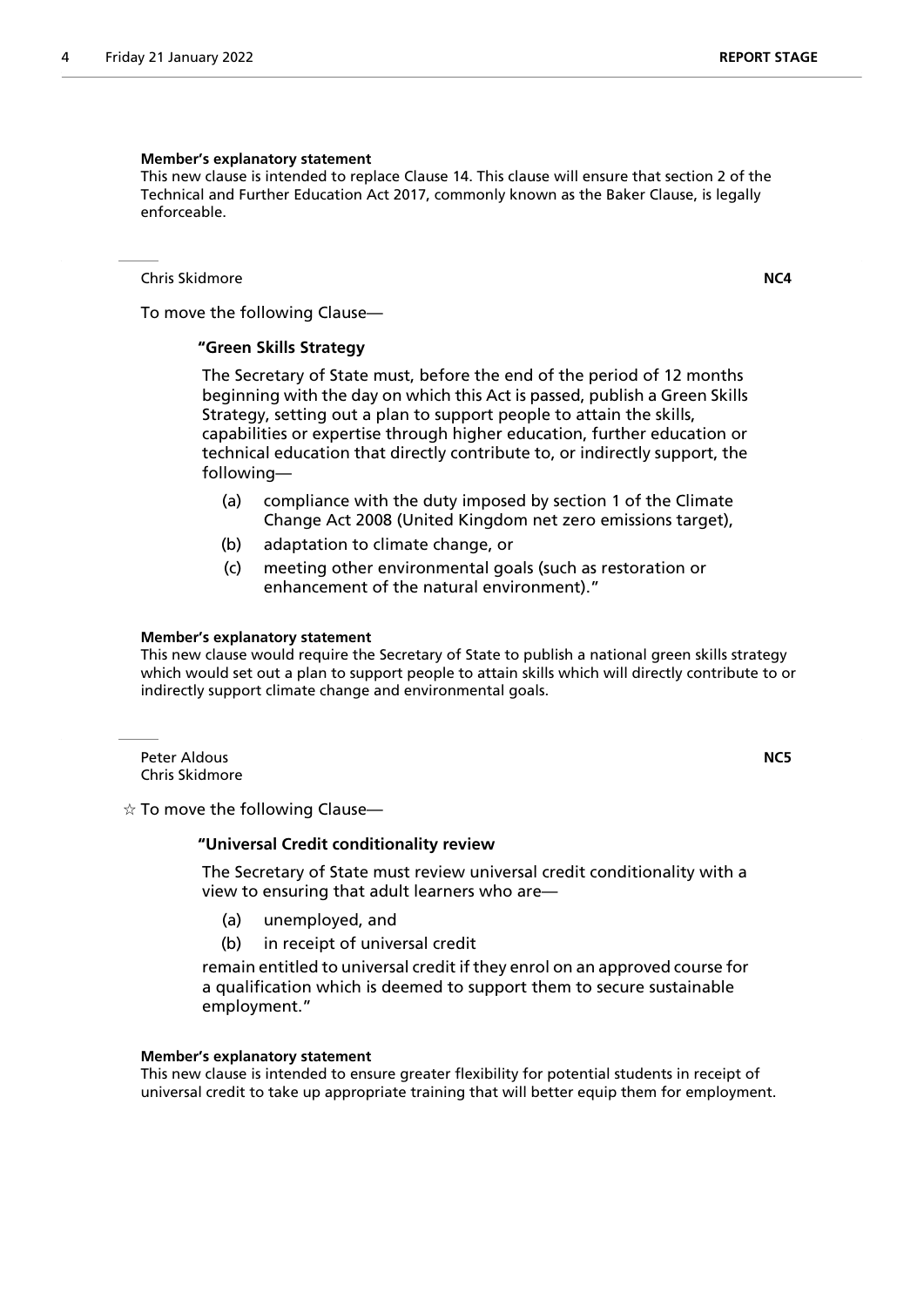**Member's explanatory statement**

This new clause is intended to replace Clause 14. This clause will ensure that section 2 of the Technical and Further Education Act 2017, commonly known as the Baker Clause, is legally enforceable.

Chris Skidmore **NC4**

To move the following Clause—

**"Green Skills Strategy**

The Secretary of State must, before the end of the period of 12 months beginning with the day on which this Act is passed, publish a Green Skills Strategy, setting out a plan to support people to attain the skills, capabilities or expertise through higher education, further education or technical education that directly contribute to, or indirectly support, the following—

(a) compliance with the duty imposed by section 1 of the Climate Change Act 2008 (United Kingdom net zero emissions target),

(b) adaptation to climate change, or

(c) meeting other environmental goals (such as restoration or enhancement of the natural environment)."

**Member's explanatory statement**

This new clause would require the Secretary of State to publish a national green skills strategy which would set out a plan to support people to attain skills which will directly contribute to or indirectly support climate change and environmental goals.

Peter Aldous **NC5**
Chris Skidmore

☆ To move the following Clause—

**"Universal Credit conditionality review**

The Secretary of State must review universal credit conditionality with a view to ensuring that adult learners who are—

(a) unemployed, and

(b) in receipt of universal credit

remain entitled to universal credit if they enrol on an approved course for a qualification which is deemed to support them to secure sustainable employment."

**Member's explanatory statement**

This new clause is intended to ensure greater flexibility for potential students in receipt of universal credit to take up appropriate training that will better equip them for employment.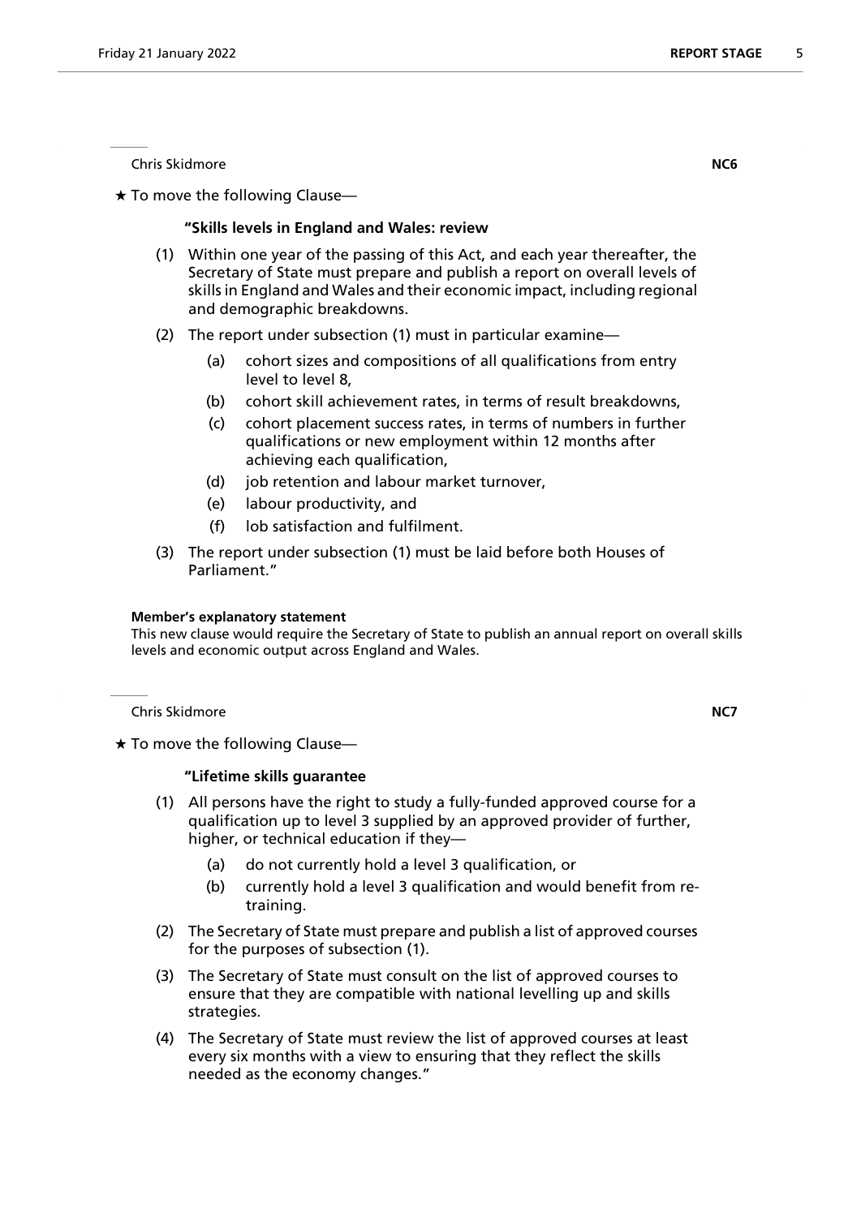Chris Skidmore **NC6**

★ To move the following Clause—

**"Skills levels in England and Wales: review**

(1) Within one year of the passing of this Act, and each year thereafter, the Secretary of State must prepare and publish a report on overall levels of skills in England and Wales and their economic impact, including regional and demographic breakdowns.

(2) The report under subsection (1) must in particular examine—

(a) cohort sizes and compositions of all qualifications from entry level to level 8,

(b) cohort skill achievement rates, in terms of result breakdowns,

(c) cohort placement success rates, in terms of numbers in further qualifications or new employment within 12 months after achieving each qualification,

(d) job retention and labour market turnover,

(e) labour productivity, and

(f) lob satisfaction and fulfilment.

(3) The report under subsection (1) must be laid before both Houses of Parliament."

**Member's explanatory statement**
This new clause would require the Secretary of State to publish an annual report on overall skills levels and economic output across England and Wales.

Chris Skidmore **NC7**

★ To move the following Clause—

**"Lifetime skills guarantee**

(1) All persons have the right to study a fully-funded approved course for a qualification up to level 3 supplied by an approved provider of further, higher, or technical education if they—

(a) do not currently hold a level 3 qualification, or

(b) currently hold a level 3 qualification and would benefit from re-training.

(2) The Secretary of State must prepare and publish a list of approved courses for the purposes of subsection (1).

(3) The Secretary of State must consult on the list of approved courses to ensure that they are compatible with national levelling up and skills strategies.

(4) The Secretary of State must review the list of approved courses at least every six months with a view to ensuring that they reflect the skills needed as the economy changes."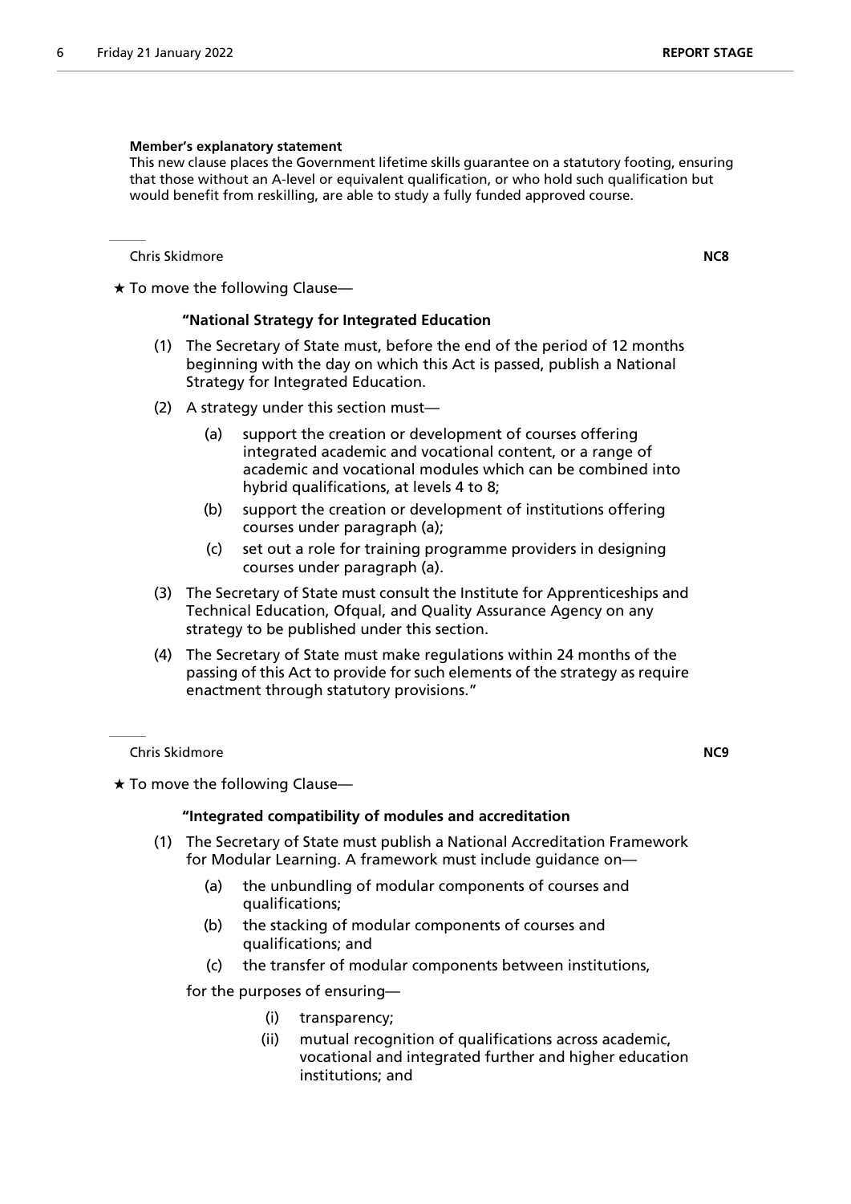**Member's explanatory statement**

This new clause places the Government lifetime skills guarantee on a statutory footing, ensuring that those without an A-level or equivalent qualification, or who hold such qualification but would benefit from reskilling, are able to study a fully funded approved course.

Chris Skidmore **NC8**

★ To move the following Clause—

**"National Strategy for Integrated Education**

(1) The Secretary of State must, before the end of the period of 12 months beginning with the day on which this Act is passed, publish a National Strategy for Integrated Education.

(2) A strategy under this section must—

(a) support the creation or development of courses offering integrated academic and vocational content, or a range of academic and vocational modules which can be combined into hybrid qualifications, at levels 4 to 8;

(b) support the creation or development of institutions offering courses under paragraph (a);

(c) set out a role for training programme providers in designing courses under paragraph (a).

(3) The Secretary of State must consult the Institute for Apprenticeships and Technical Education, Ofqual, and Quality Assurance Agency on any strategy to be published under this section.

(4) The Secretary of State must make regulations within 24 months of the passing of this Act to provide for such elements of the strategy as require enactment through statutory provisions."

Chris Skidmore **NC9**

★ To move the following Clause—

**"Integrated compatibility of modules and accreditation**

(1) The Secretary of State must publish a National Accreditation Framework for Modular Learning. A framework must include guidance on—

(a) the unbundling of modular components of courses and qualifications;

(b) the stacking of modular components of courses and qualifications; and

(c) the transfer of modular components between institutions,

for the purposes of ensuring—

(i) transparency;

(ii) mutual recognition of qualifications across academic, vocational and integrated further and higher education institutions; and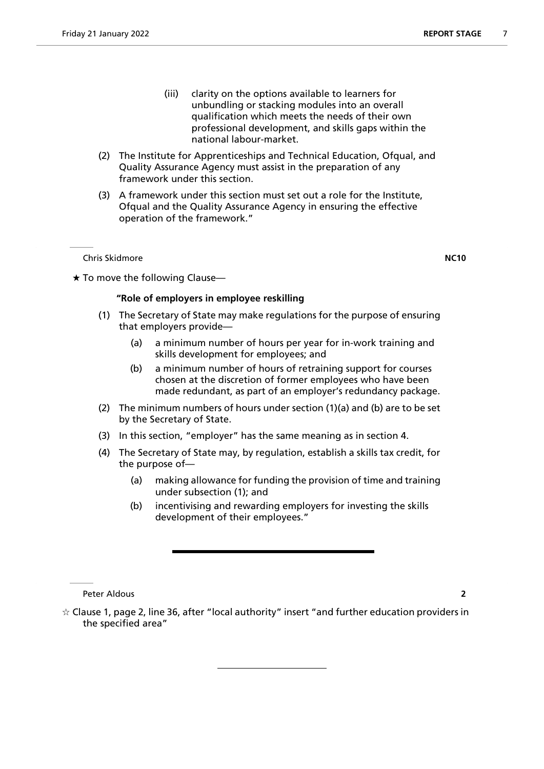(iii) clarity on the options available to learners for unbundling or stacking modules into an overall qualification which meets the needs of their own professional development, and skills gaps within the national labour-market.

(2) The Institute for Apprenticeships and Technical Education, Ofqual, and Quality Assurance Agency must assist in the preparation of any framework under this section.

(3) A framework under this section must set out a role for the Institute, Ofqual and the Quality Assurance Agency in ensuring the effective operation of the framework."

Chris Skidmore **NC10**

★ To move the following Clause—

**"Role of employers in employee reskilling**

(1) The Secretary of State may make regulations for the purpose of ensuring that employers provide—

(a) a minimum number of hours per year for in-work training and skills development for employees; and

(b) a minimum number of hours of retraining support for courses chosen at the discretion of former employees who have been made redundant, as part of an employer's redundancy package.

(2) The minimum numbers of hours under section (1)(a) and (b) are to be set by the Secretary of State.

(3) In this section, "employer" has the same meaning as in section 4.

(4) The Secretary of State may, by regulation, establish a skills tax credit, for the purpose of—

(a) making allowance for funding the provision of time and training under subsection (1); and

(b) incentivising and rewarding employers for investing the skills development of their employees."

---

Peter Aldous **2**

☆ Clause 1, page 2, line 36, after "local authority" insert "and further education providers in the specified area"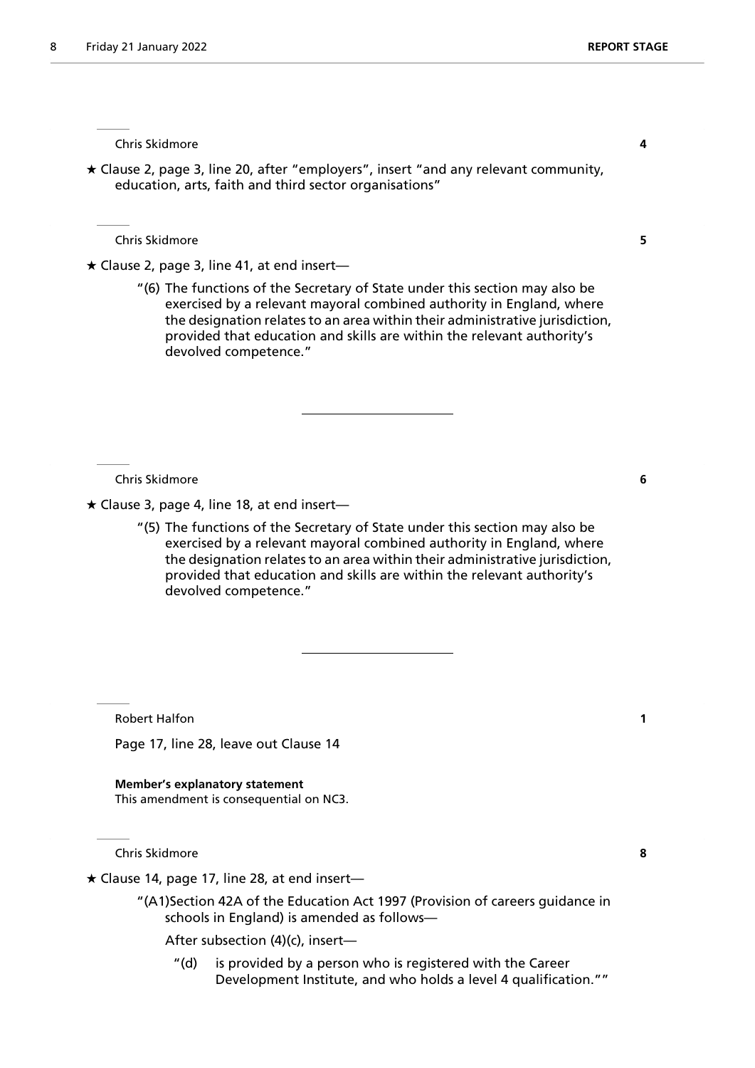Chris Skidmore **4**

★ Clause 2, page 3, line 20, after "employers", insert "and any relevant community, education, arts, faith and third sector organisations"

Chris Skidmore **5**

★ Clause 2, page 3, line 41, at end insert—

"(6) The functions of the Secretary of State under this section may also be exercised by a relevant mayoral combined authority in England, where the designation relates to an area within their administrative jurisdiction, provided that education and skills are within the relevant authority's devolved competence."

Chris Skidmore **6**

★ Clause 3, page 4, line 18, at end insert—

"(5) The functions of the Secretary of State under this section may also be exercised by a relevant mayoral combined authority in England, where the designation relates to an area within their administrative jurisdiction, provided that education and skills are within the relevant authority's devolved competence."

Robert Halfon **1**

Page 17, line 28, leave out Clause 14

**Member's explanatory statement**
This amendment is consequential on NC3.

Chris Skidmore **8**

★ Clause 14, page 17, line 28, at end insert—

"(A1)Section 42A of the Education Act 1997 (Provision of careers guidance in schools in England) is amended as follows—

After subsection (4)(c), insert—

"(d) is provided by a person who is registered with the Career Development Institute, and who holds a level 4 qualification.""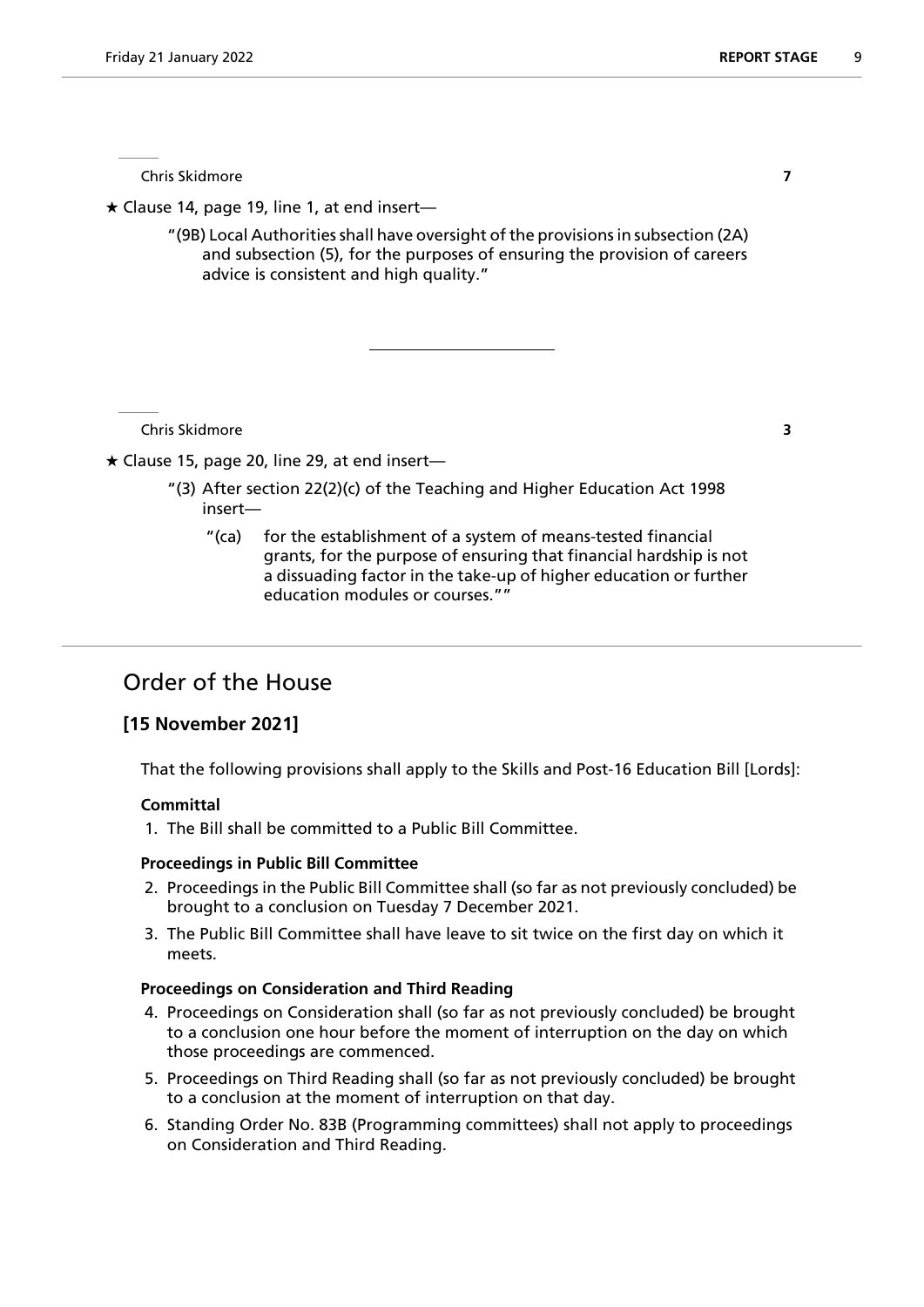Chris Skidmore **7**

★ Clause 14, page 19, line 1, at end insert—

"(9B) Local Authorities shall have oversight of the provisions in subsection (2A) and subsection (5), for the purposes of ensuring the provision of careers advice is consistent and high quality."

---

Chris Skidmore **3**

★ Clause 15, page 20, line 29, at end insert—

"(3) After section 22(2)(c) of the Teaching and Higher Education Act 1998 insert—

"(ca) for the establishment of a system of means-tested financial grants, for the purpose of ensuring that financial hardship is not a dissuading factor in the take-up of higher education or further education modules or courses.""

---

# Order of the House

## [15 November 2021]

That the following provisions shall apply to the Skills and Post-16 Education Bill [Lords]:

**Committal**

1. The Bill shall be committed to a Public Bill Committee.

**Proceedings in Public Bill Committee**

2. Proceedings in the Public Bill Committee shall (so far as not previously concluded) be brought to a conclusion on Tuesday 7 December 2021.
3. The Public Bill Committee shall have leave to sit twice on the first day on which it meets.

**Proceedings on Consideration and Third Reading**

4. Proceedings on Consideration shall (so far as not previously concluded) be brought to a conclusion one hour before the moment of interruption on the day on which those proceedings are commenced.
5. Proceedings on Third Reading shall (so far as not previously concluded) be brought to a conclusion at the moment of interruption on that day.
6. Standing Order No. 83B (Programming committees) shall not apply to proceedings on Consideration and Third Reading.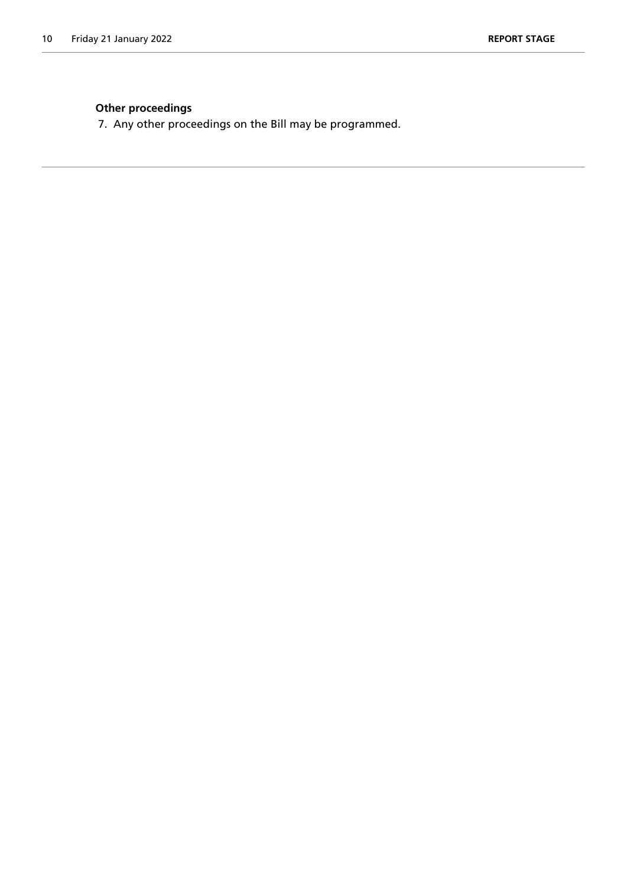### Other proceedings

7. Any other proceedings on the Bill may be programmed.